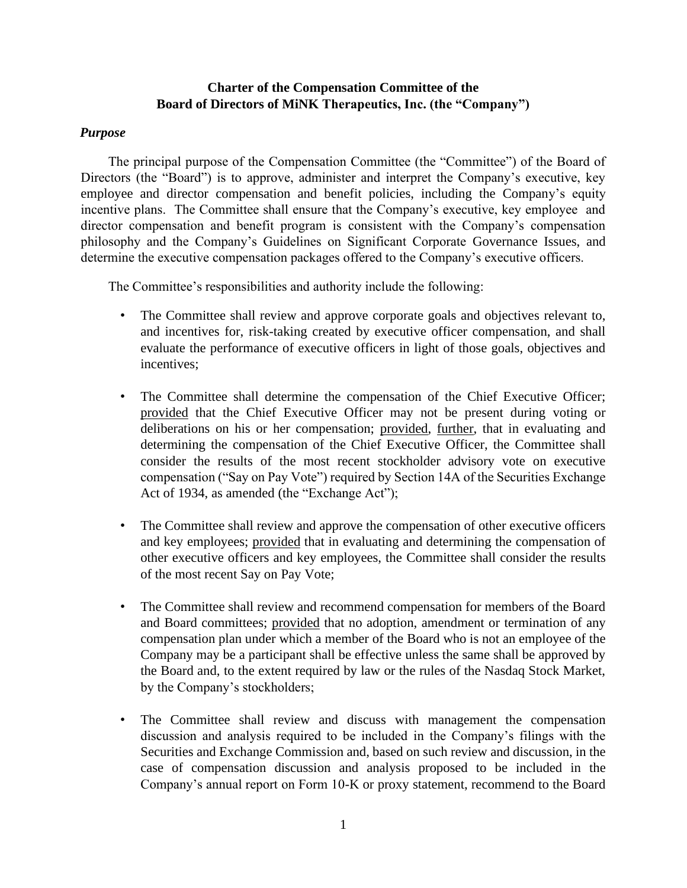**Charter of the Compensation Committee of the**
**Board of Directors of MiNK Therapeutics, Inc. (the "Company")**

***Purpose***

The principal purpose of the Compensation Committee (the "Committee") of the Board of Directors (the "Board") is to approve, administer and interpret the Company's executive, key employee and director compensation and benefit policies, including the Company's equity incentive plans. The Committee shall ensure that the Company's executive, key employee and director compensation and benefit program is consistent with the Company's compensation philosophy and the Company's Guidelines on Significant Corporate Governance Issues, and determine the executive compensation packages offered to the Company's executive officers.

The Committee's responsibilities and authority include the following:

- The Committee shall review and approve corporate goals and objectives relevant to, and incentives for, risk-taking created by executive officer compensation, and shall evaluate the performance of executive officers in light of those goals, objectives and incentives;

- The Committee shall determine the compensation of the Chief Executive Officer; provided that the Chief Executive Officer may not be present during voting or deliberations on his or her compensation; provided, further, that in evaluating and determining the compensation of the Chief Executive Officer, the Committee shall consider the results of the most recent stockholder advisory vote on executive compensation ("Say on Pay Vote") required by Section 14A of the Securities Exchange Act of 1934, as amended (the "Exchange Act");

- The Committee shall review and approve the compensation of other executive officers and key employees; provided that in evaluating and determining the compensation of other executive officers and key employees, the Committee shall consider the results of the most recent Say on Pay Vote;

- The Committee shall review and recommend compensation for members of the Board and Board committees; provided that no adoption, amendment or termination of any compensation plan under which a member of the Board who is not an employee of the Company may be a participant shall be effective unless the same shall be approved by the Board and, to the extent required by law or the rules of the Nasdaq Stock Market, by the Company's stockholders;

- The Committee shall review and discuss with management the compensation discussion and analysis required to be included in the Company's filings with the Securities and Exchange Commission and, based on such review and discussion, in the case of compensation discussion and analysis proposed to be included in the Company's annual report on Form 10-K or proxy statement, recommend to the Board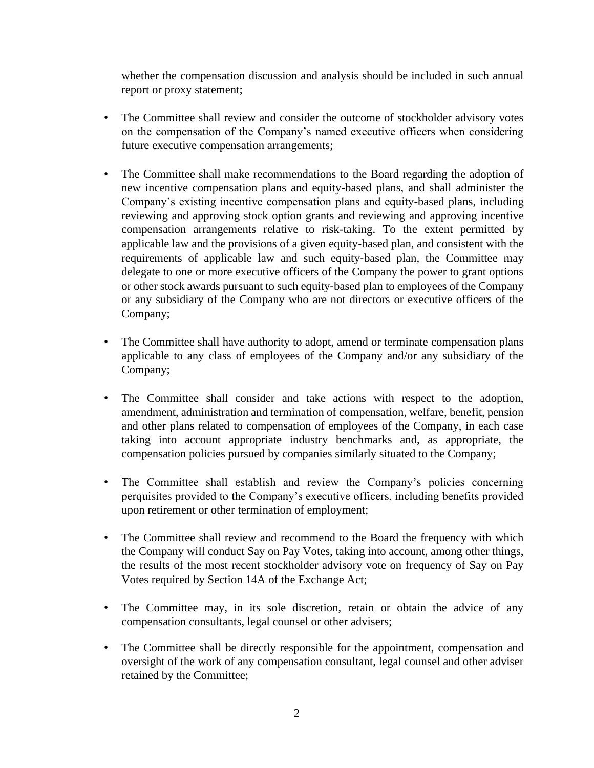whether the compensation discussion and analysis should be included in such annual report or proxy statement;

- The Committee shall review and consider the outcome of stockholder advisory votes on the compensation of the Company's named executive officers when considering future executive compensation arrangements;

- The Committee shall make recommendations to the Board regarding the adoption of new incentive compensation plans and equity-based plans, and shall administer the Company's existing incentive compensation plans and equity-based plans, including reviewing and approving stock option grants and reviewing and approving incentive compensation arrangements relative to risk-taking. To the extent permitted by applicable law and the provisions of a given equity-based plan, and consistent with the requirements of applicable law and such equity-based plan, the Committee may delegate to one or more executive officers of the Company the power to grant options or other stock awards pursuant to such equity-based plan to employees of the Company or any subsidiary of the Company who are not directors or executive officers of the Company;

- The Committee shall have authority to adopt, amend or terminate compensation plans applicable to any class of employees of the Company and/or any subsidiary of the Company;

- The Committee shall consider and take actions with respect to the adoption, amendment, administration and termination of compensation, welfare, benefit, pension and other plans related to compensation of employees of the Company, in each case taking into account appropriate industry benchmarks and, as appropriate, the compensation policies pursued by companies similarly situated to the Company;

- The Committee shall establish and review the Company's policies concerning perquisites provided to the Company's executive officers, including benefits provided upon retirement or other termination of employment;

- The Committee shall review and recommend to the Board the frequency with which the Company will conduct Say on Pay Votes, taking into account, among other things, the results of the most recent stockholder advisory vote on frequency of Say on Pay Votes required by Section 14A of the Exchange Act;

- The Committee may, in its sole discretion, retain or obtain the advice of any compensation consultants, legal counsel or other advisers;

- The Committee shall be directly responsible for the appointment, compensation and oversight of the work of any compensation consultant, legal counsel and other adviser retained by the Committee;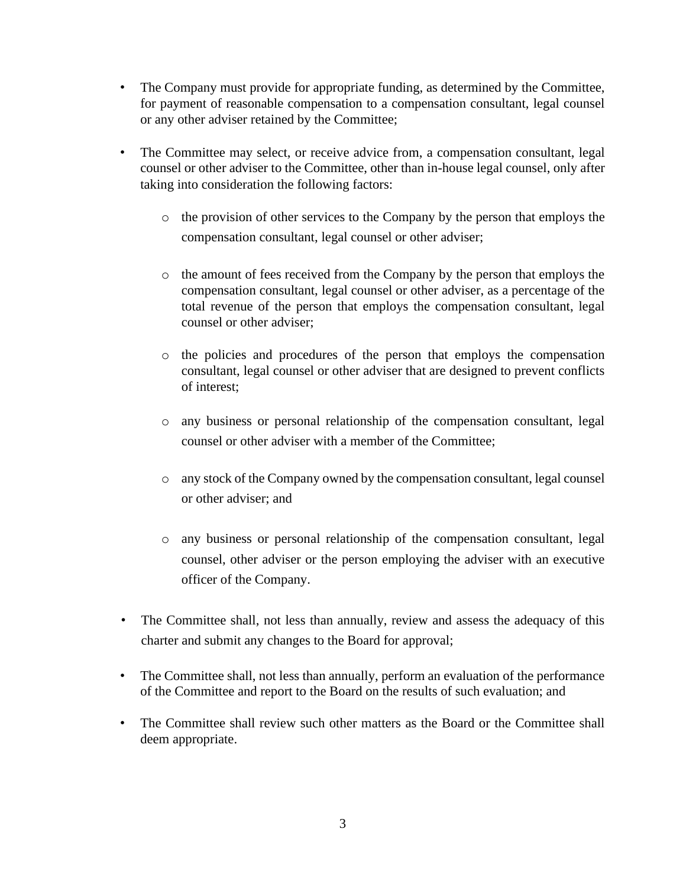- The Company must provide for appropriate funding, as determined by the Committee, for payment of reasonable compensation to a compensation consultant, legal counsel or any other adviser retained by the Committee;

- The Committee may select, or receive advice from, a compensation consultant, legal counsel or other adviser to the Committee, other than in-house legal counsel, only after taking into consideration the following factors:

  - the provision of other services to the Company by the person that employs the compensation consultant, legal counsel or other adviser;

  - the amount of fees received from the Company by the person that employs the compensation consultant, legal counsel or other adviser, as a percentage of the total revenue of the person that employs the compensation consultant, legal counsel or other adviser;

  - the policies and procedures of the person that employs the compensation consultant, legal counsel or other adviser that are designed to prevent conflicts of interest;

  - any business or personal relationship of the compensation consultant, legal counsel or other adviser with a member of the Committee;

  - any stock of the Company owned by the compensation consultant, legal counsel or other adviser; and

  - any business or personal relationship of the compensation consultant, legal counsel, other adviser or the person employing the adviser with an executive officer of the Company.

- The Committee shall, not less than annually, review and assess the adequacy of this charter and submit any changes to the Board for approval;

- The Committee shall, not less than annually, perform an evaluation of the performance of the Committee and report to the Board on the results of such evaluation; and

- The Committee shall review such other matters as the Board or the Committee shall deem appropriate.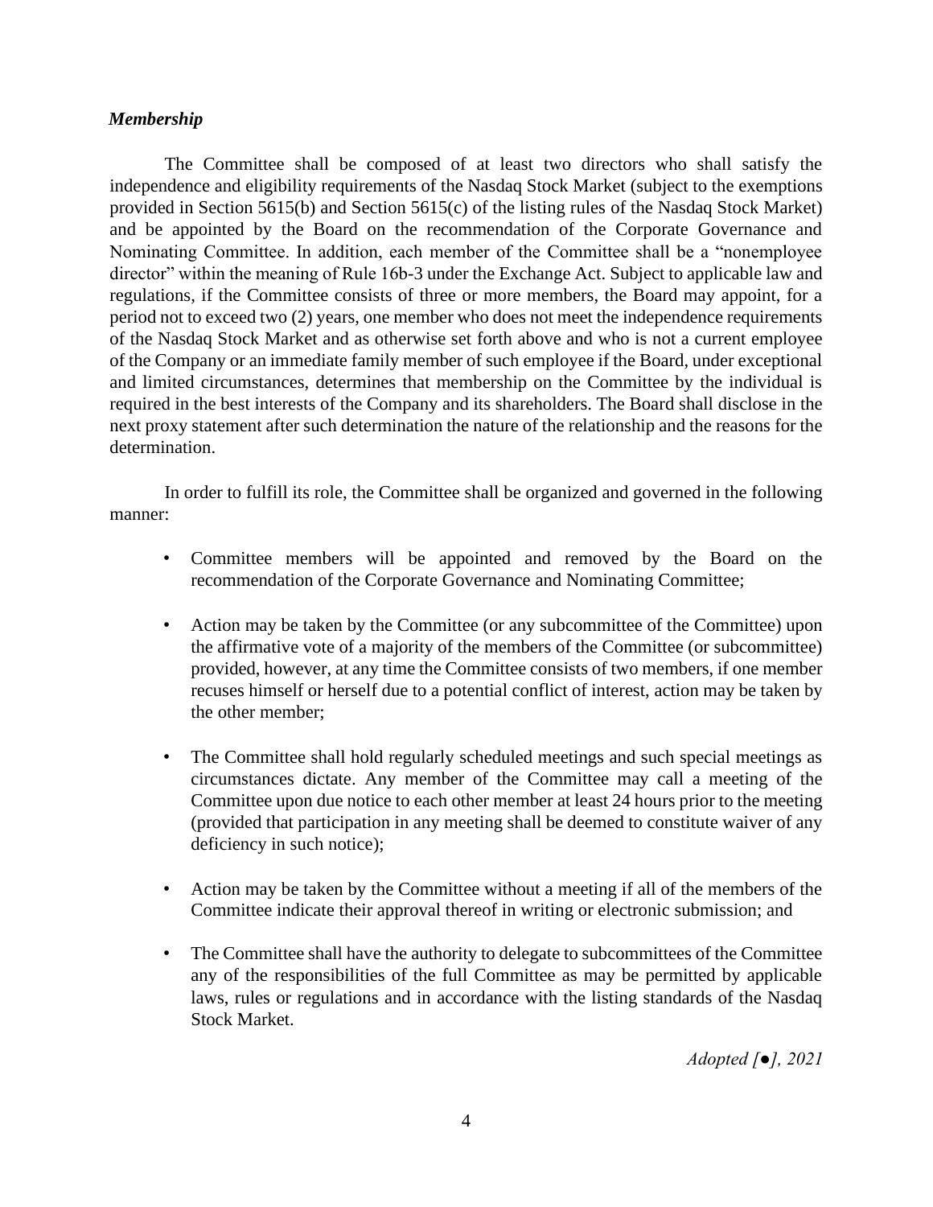***Membership***

The Committee shall be composed of at least two directors who shall satisfy the independence and eligibility requirements of the Nasdaq Stock Market (subject to the exemptions provided in Section 5615(b) and Section 5615(c) of the listing rules of the Nasdaq Stock Market) and be appointed by the Board on the recommendation of the Corporate Governance and Nominating Committee. In addition, each member of the Committee shall be a "nonemployee director" within the meaning of Rule 16b-3 under the Exchange Act. Subject to applicable law and regulations, if the Committee consists of three or more members, the Board may appoint, for a period not to exceed two (2) years, one member who does not meet the independence requirements of the Nasdaq Stock Market and as otherwise set forth above and who is not a current employee of the Company or an immediate family member of such employee if the Board, under exceptional and limited circumstances, determines that membership on the Committee by the individual is required in the best interests of the Company and its shareholders. The Board shall disclose in the next proxy statement after such determination the nature of the relationship and the reasons for the determination.

In order to fulfill its role, the Committee shall be organized and governed in the following manner:

- Committee members will be appointed and removed by the Board on the recommendation of the Corporate Governance and Nominating Committee;
- Action may be taken by the Committee (or any subcommittee of the Committee) upon the affirmative vote of a majority of the members of the Committee (or subcommittee) provided, however, at any time the Committee consists of two members, if one member recuses himself or herself due to a potential conflict of interest, action may be taken by the other member;
- The Committee shall hold regularly scheduled meetings and such special meetings as circumstances dictate. Any member of the Committee may call a meeting of the Committee upon due notice to each other member at least 24 hours prior to the meeting (provided that participation in any meeting shall be deemed to constitute waiver of any deficiency in such notice);
- Action may be taken by the Committee without a meeting if all of the members of the Committee indicate their approval thereof in writing or electronic submission; and
- The Committee shall have the authority to delegate to subcommittees of the Committee any of the responsibilities of the full Committee as may be permitted by applicable laws, rules or regulations and in accordance with the listing standards of the Nasdaq Stock Market.

*Adopted [●], 2021*